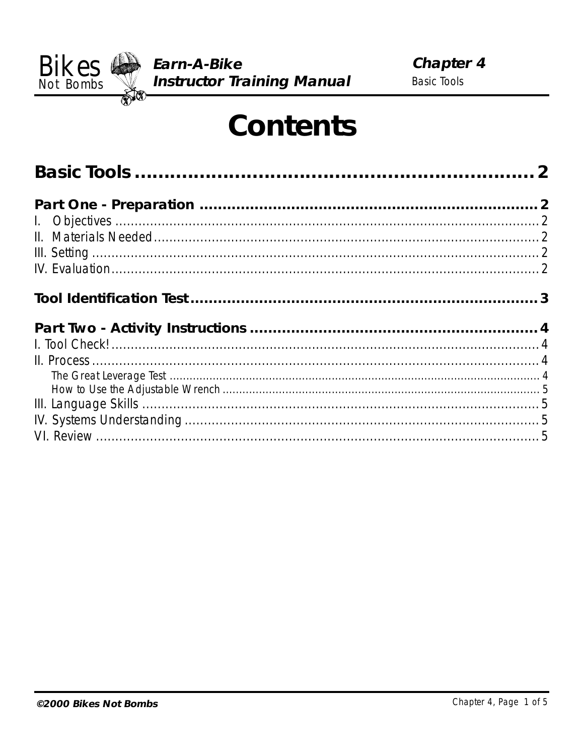# Contents

**Basic Tools** .......... 2

**Part One - Preparation** .......... 2

I. Objectives .......... 2

II. Materials Needed .......... 2

III. Setting .......... 2

IV. Evaluation .......... 2

**Tool Identification Test** .......... 3

**Part Two - Activity Instructions** .......... 4

I. Tool Check! .......... 4

II. Process .......... 4

- The Great Leverage Test .......... 4
- How to Use the Adjustable Wrench .......... 5

III. Language Skills .......... 5

IV. Systems Understanding .......... 5

VI. Review .......... 5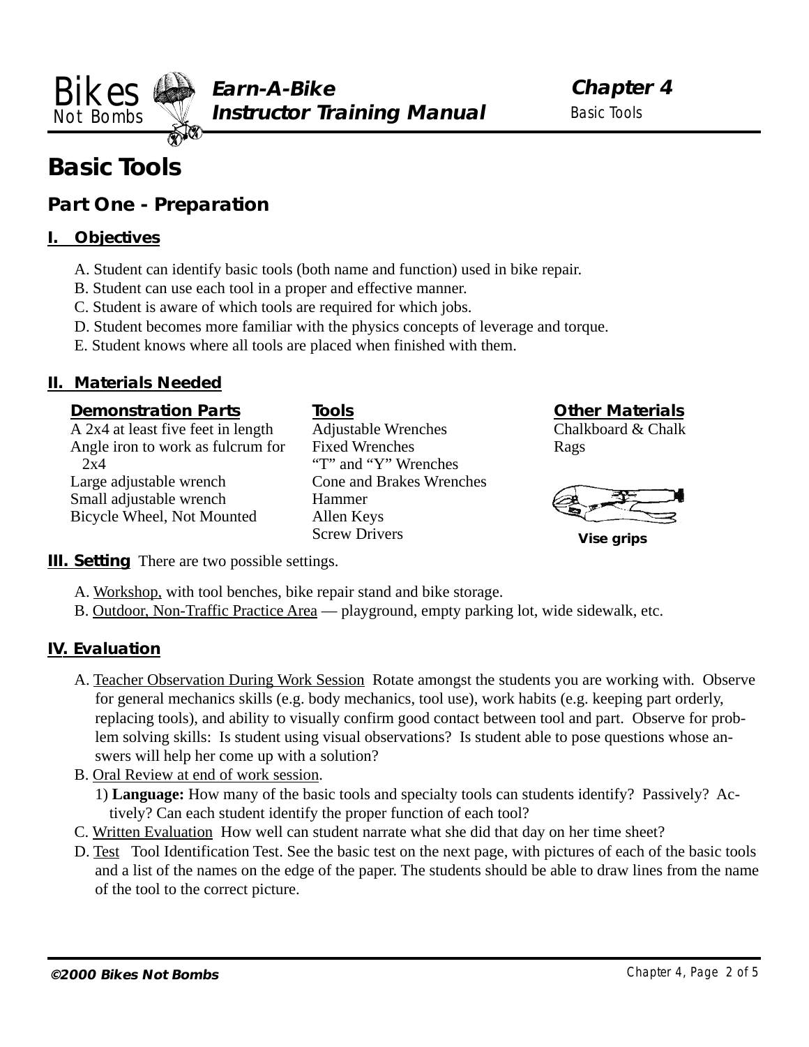# Basic Tools

## Part One - Preparation

### I. Objectives

A. Student can identify basic tools (both name and function) used in bike repair.
B. Student can use each tool in a proper and effective manner.
C. Student is aware of which tools are required for which jobs.
D. Student becomes more familiar with the physics concepts of leverage and torque.
E. Student knows where all tools are placed when finished with them.

### II. Materials Needed

**Demonstration Parts**
A 2x4 at least five feet in length
Angle iron to work as fulcrum for 2x4
Large adjustable wrench
Small adjustable wrench
Bicycle Wheel, Not Mounted

**Tools**
Adjustable Wrenches
Fixed Wrenches
"T" and "Y" Wrenches
Cone and Brakes Wrenches
Hammer
Allen Keys
Screw Drivers

**Other Materials**
Chalkboard & Chalk
Rags

Vise grips

### III. Setting

There are two possible settings.

A. Workshop, with tool benches, bike repair stand and bike storage.
B. Outdoor, Non-Traffic Practice Area — playground, empty parking lot, wide sidewalk, etc.

### IV. Evaluation

A. Teacher Observation During Work Session  Rotate amongst the students you are working with. Observe for general mechanics skills (e.g. body mechanics, tool use), work habits (e.g. keeping part orderly, replacing tools), and ability to visually confirm good contact between tool and part. Observe for problem solving skills: Is student using visual observations? Is student able to pose questions whose answers will help her come up with a solution?
B. Oral Review at end of work session.
   1) **Language:** How many of the basic tools and specialty tools can students identify? Passively? Actively? Can each student identify the proper function of each tool?
C. Written Evaluation  How well can student narrate what she did that day on her time sheet?
D. Test  Tool Identification Test. See the basic test on the next page, with pictures of each of the basic tools and a list of the names on the edge of the paper. The students should be able to draw lines from the name of the tool to the correct picture.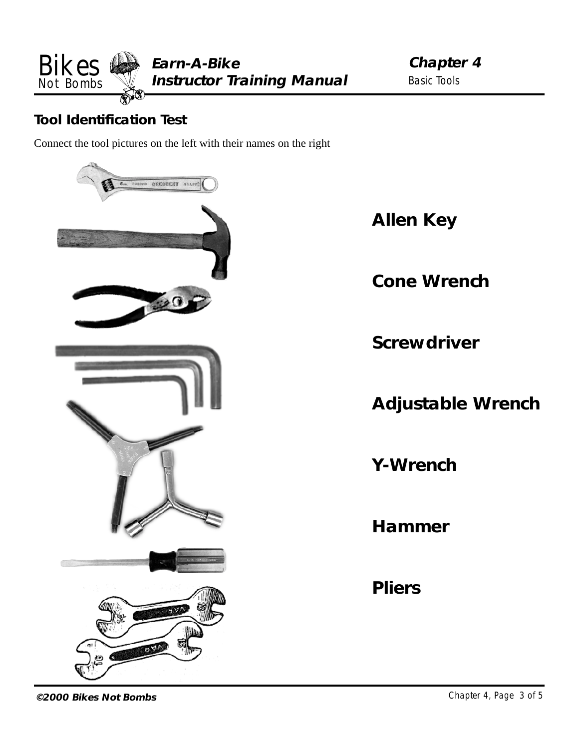## Tool Identification Test

Connect the tool pictures on the left with their names on the right

**Allen Key**

**Cone Wrench**

**Screwdriver**

**Adjustable Wrench**

**Y-Wrench**

**Hammer**

**Pliers**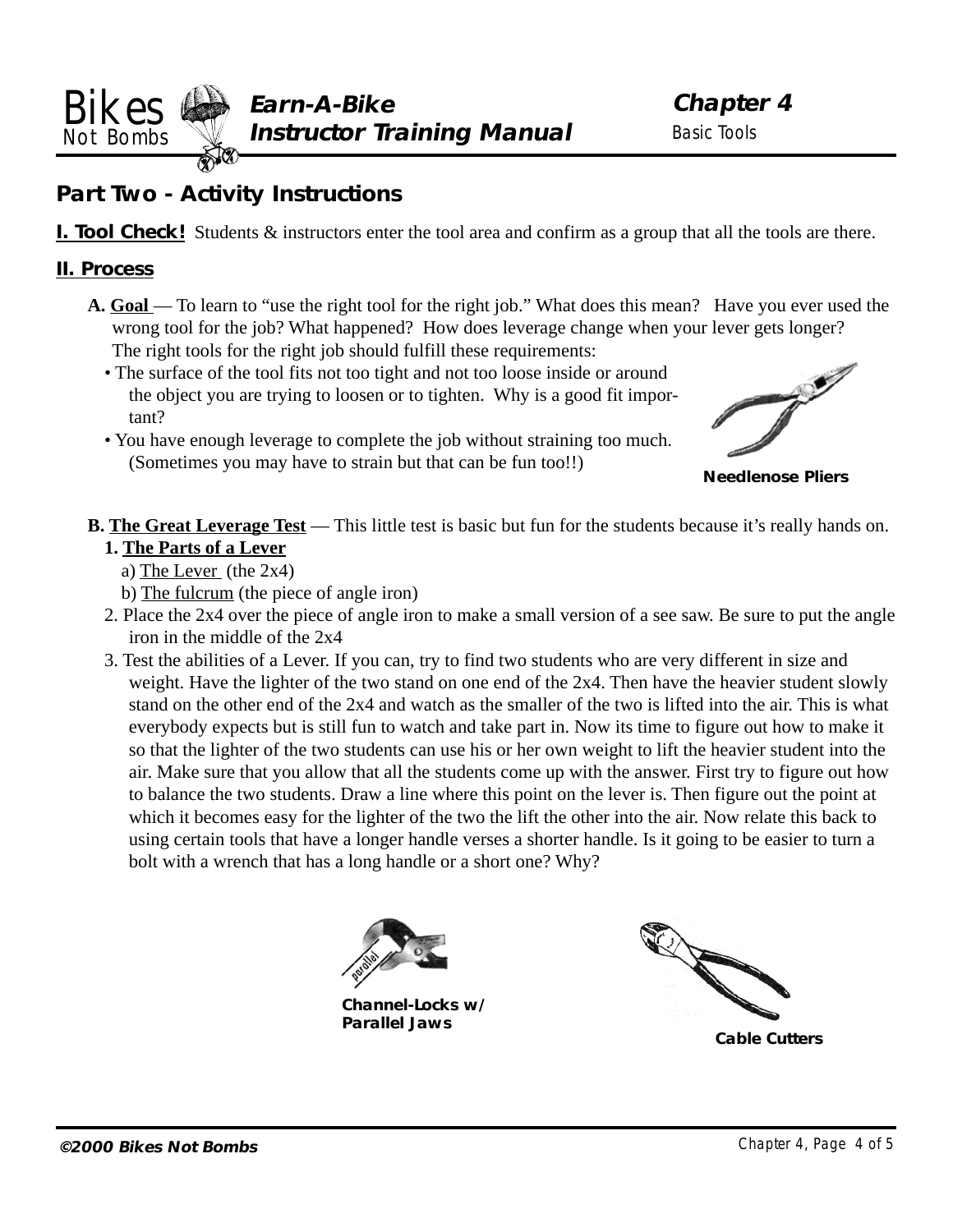## Part Two - Activity Instructions

**I. Tool Check!** Students & instructors enter the tool area and confirm as a group that all the tools are there.

**II. Process**

**A. Goal** — To learn to "use the right tool for the right job." What does this mean? Have you ever used the wrong tool for the job? What happened? How does leverage change when your lever gets longer? The right tools for the right job should fulfill these requirements:

- The surface of the tool fits not too tight and not too loose inside or around the object you are trying to loosen or to tighten. Why is a good fit important?
- You have enough leverage to complete the job without straining too much. (Sometimes you may have to strain but that can be fun too!!)

**Needlenose Pliers**

**B. The Great Leverage Test** — This little test is basic but fun for the students because it's really hands on.

1. **The Parts of a Lever**
   a) The Lever (the 2x4)
   b) The fulcrum (the piece of angle iron)
2. Place the 2x4 over the piece of angle iron to make a small version of a see saw. Be sure to put the angle iron in the middle of the 2x4
3. Test the abilities of a Lever. If you can, try to find two students who are very different in size and weight. Have the lighter of the two stand on one end of the 2x4. Then have the heavier student slowly stand on the other end of the 2x4 and watch as the smaller of the two is lifted into the air. This is what everybody expects but is still fun to watch and take part in. Now its time to figure out how to make it so that the lighter of the two students can use his or her own weight to lift the heavier student into the air. Make sure that you allow that all the students come up with the answer. First try to figure out how to balance the two students. Draw a line where this point on the lever is. Then figure out the point at which it becomes easy for the lighter of the two the lift the other into the air. Now relate this back to using certain tools that have a longer handle verses a shorter handle. Is it going to be easier to turn a bolt with a wrench that has a long handle or a short one? Why?

**Channel-Locks w/ Parallel Jaws**

**Cable Cutters**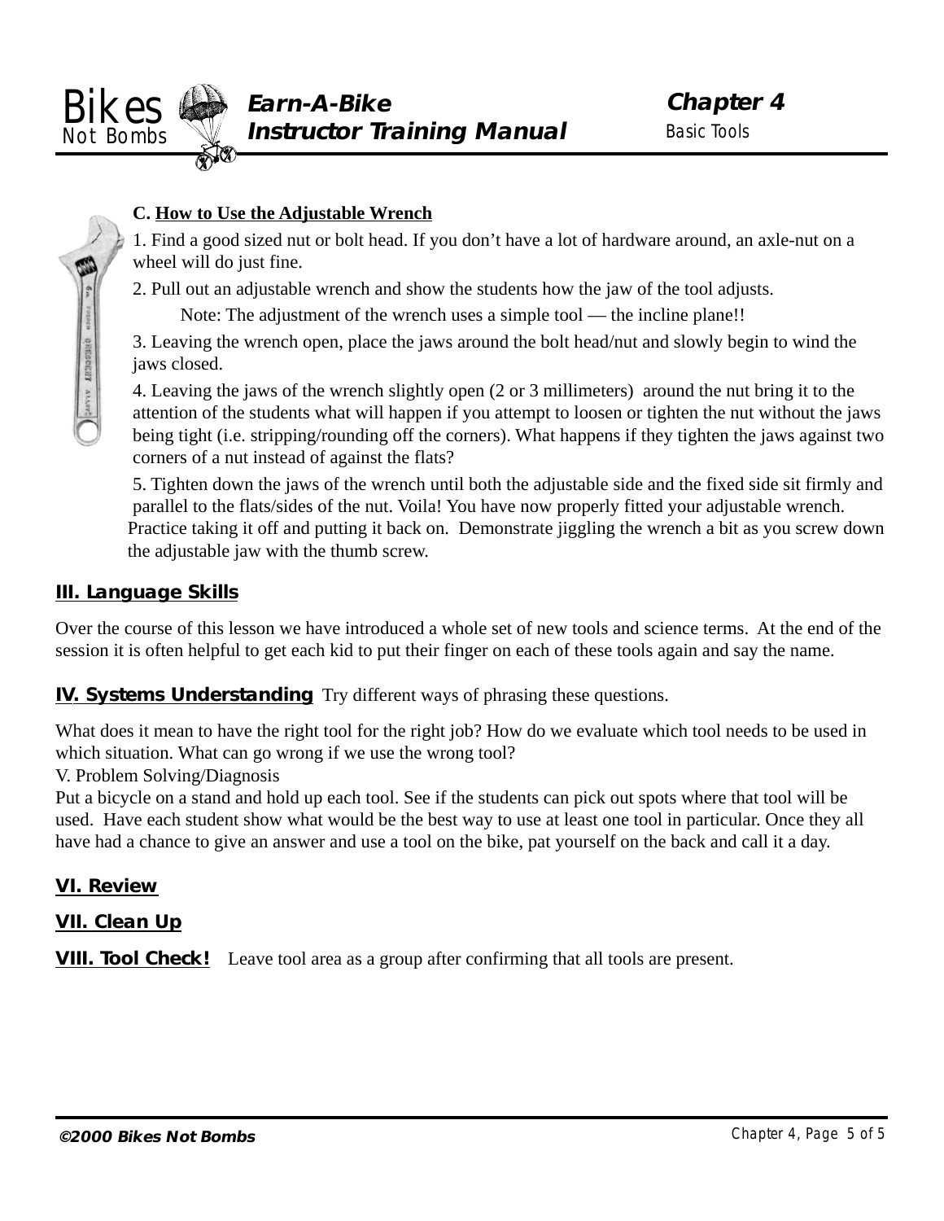**C. How to Use the Adjustable Wrench**

1. Find a good sized nut or bolt head. If you don't have a lot of hardware around, an axle-nut on a wheel will do just fine.

2. Pull out an adjustable wrench and show the students how the jaw of the tool adjusts.

   Note: The adjustment of the wrench uses a simple tool — the incline plane!!

3. Leaving the wrench open, place the jaws around the bolt head/nut and slowly begin to wind the jaws closed.

4. Leaving the jaws of the wrench slightly open (2 or 3 millimeters) around the nut bring it to the attention of the students what will happen if you attempt to loosen or tighten the nut without the jaws being tight (i.e. stripping/rounding off the corners). What happens if they tighten the jaws against two corners of a nut instead of against the flats?

5. Tighten down the jaws of the wrench until both the adjustable side and the fixed side sit firmly and parallel to the flats/sides of the nut. Voila! You have now properly fitted your adjustable wrench. Practice taking it off and putting it back on. Demonstrate jiggling the wrench a bit as you screw down the adjustable jaw with the thumb screw.

## III. Language Skills

Over the course of this lesson we have introduced a whole set of new tools and science terms. At the end of the session it is often helpful to get each kid to put their finger on each of these tools again and say the name.

## IV. Systems Understanding

Try different ways of phrasing these questions.

What does it mean to have the right tool for the right job? How do we evaluate which tool needs to be used in which situation. What can go wrong if we use the wrong tool?

V. Problem Solving/Diagnosis

Put a bicycle on a stand and hold up each tool. See if the students can pick out spots where that tool will be used. Have each student show what would be the best way to use at least one tool in particular. Once they all have had a chance to give an answer and use a tool on the bike, pat yourself on the back and call it a day.

## VI. Review

## VII. Clean Up

## VIII. Tool Check!

Leave tool area as a group after confirming that all tools are present.